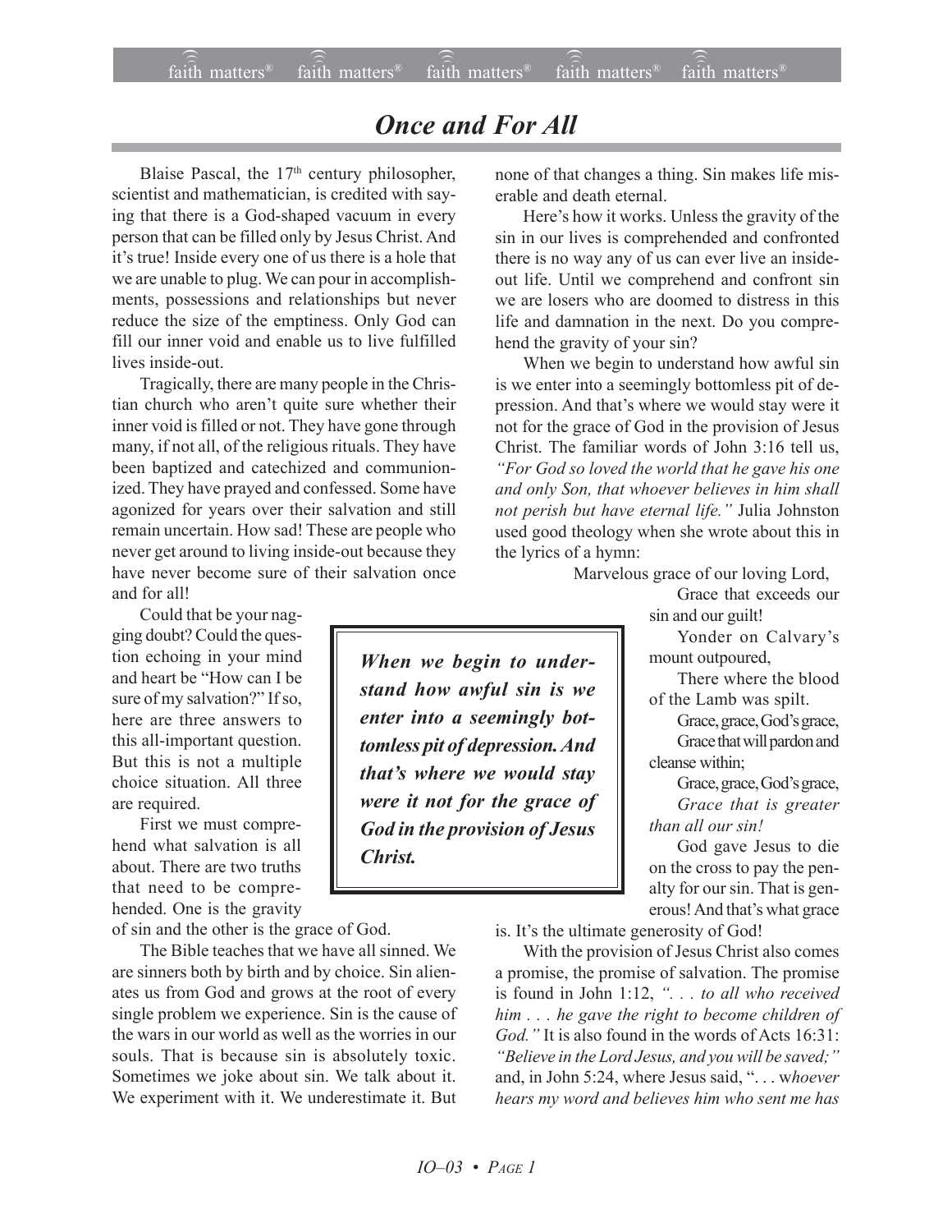# *Once and For All*

Blaise Pascal, the 17th century philosopher, scientist and mathematician, is credited with saying that there is a God-shaped vacuum in every person that can be filled only by Jesus Christ. And it's true! Inside every one of us there is a hole that we are unable to plug. We can pour in accomplishments, possessions and relationships but never reduce the size of the emptiness. Only God can fill our inner void and enable us to live fulfilled lives inside-out.

Tragically, there are many people in the Christian church who aren't quite sure whether their inner void is filled or not. They have gone through many, if not all, of the religious rituals. They have been baptized and catechized and communionized. They have prayed and confessed. Some have agonized for years over their salvation and still remain uncertain. How sad! These are people who never get around to living inside-out because they have never become sure of their salvation once and for all!

Could that be your nagging doubt? Could the question echoing in your mind and heart be "How can I be sure of my salvation?" If so, here are three answers to this all-important question. But this is not a multiple choice situation. All three are required.

First we must comprehend what salvation is all about. There are two truths that need to be comprehended. One is the gravity of sin and the other is the grace of God.

The Bible teaches that we have all sinned. We are sinners both by birth and by choice. Sin alienates us from God and grows at the root of every single problem we experience. Sin is the cause of the wars in our world as well as the worries in our souls. That is because sin is absolutely toxic. Sometimes we joke about sin. We talk about it. We experiment with it. We underestimate it. But none of that changes a thing. Sin makes life miserable and death eternal.

Here's how it works. Unless the gravity of the sin in our lives is comprehended and confronted there is no way any of us can ever live an inside-out life. Until we comprehend and confront sin we are losers who are doomed to distress in this life and damnation in the next. Do you comprehend the gravity of your sin?

When we begin to understand how awful sin is we enter into a seemingly bottomless pit of depression. And that's where we would stay were it not for the grace of God in the provision of Jesus Christ. The familiar words of John 3:16 tell us, *"For God so loved the world that he gave his one and only Son, that whoever believes in him shall not perish but have eternal life."* Julia Johnston used good theology when she wrote about this in the lyrics of a hymn:

> Marvelous grace of our loving Lord,
> Grace that exceeds our sin and our guilt!
> Yonder on Calvary's mount outpoured,
> There where the blood of the Lamb was spilt.
> Grace, grace, God's grace,
> Grace that will pardon and cleanse within;
> Grace, grace, God's grace,
> *Grace that is greater than all our sin!*

> ***When we begin to understand how awful sin is we enter into a seemingly bottomless pit of depression. And that's where we would stay were it not for the grace of God in the provision of Jesus Christ.***

God gave Jesus to die on the cross to pay the penalty for our sin. That is generous! And that's what grace is. It's the ultimate generosity of God!

With the provision of Jesus Christ also comes a promise, the promise of salvation. The promise is found in John 1:12, *". . . to all who received him . . . he gave the right to become children of God."* It is also found in the words of Acts 16:31: *"Believe in the Lord Jesus, and you will be saved;"* and, in John 5:24, where Jesus said, ". . . w*hoever hears my word and believes him who sent me has*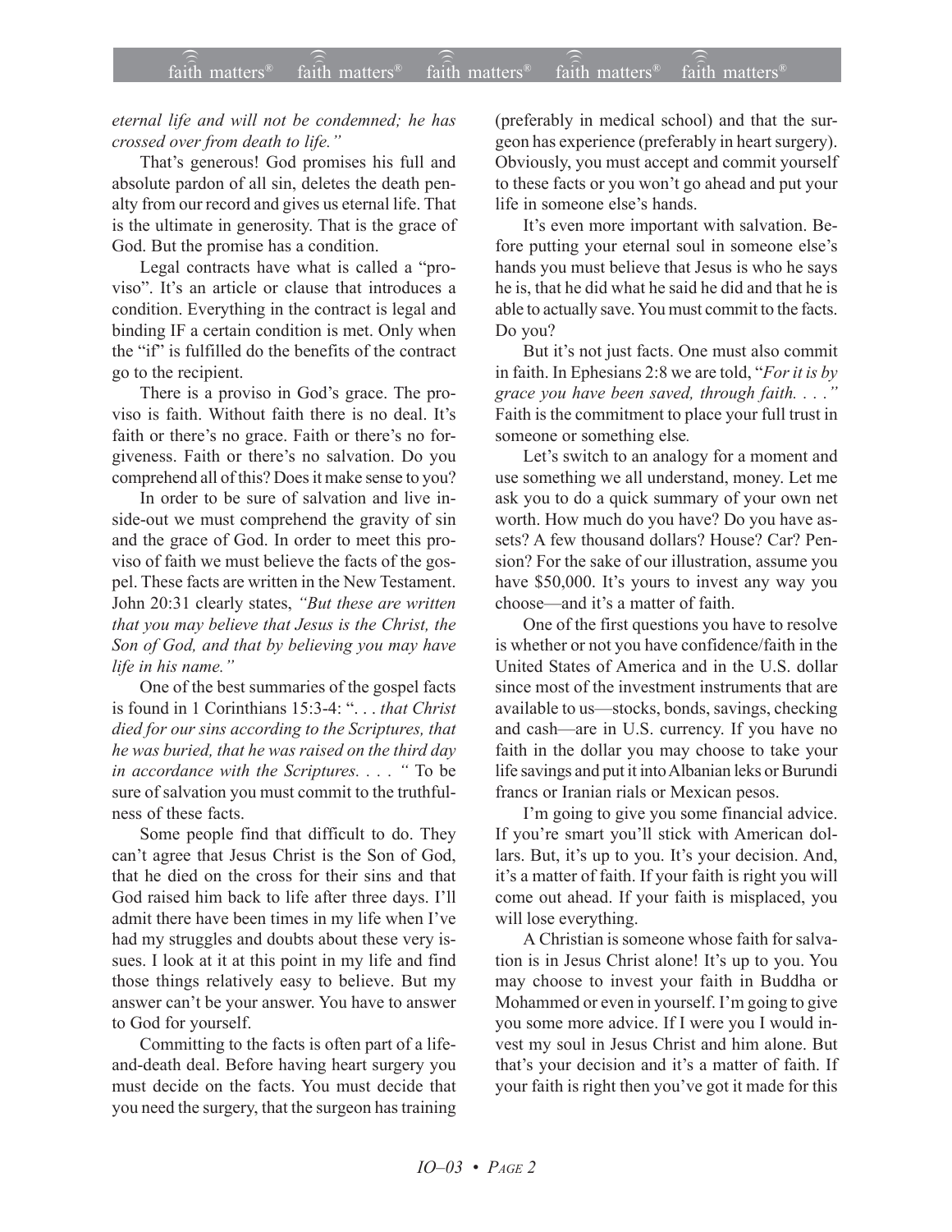*eternal life and will not be condemned; he has crossed over from death to life."*

That's generous! God promises his full and absolute pardon of all sin, deletes the death penalty from our record and gives us eternal life. That is the ultimate in generosity. That is the grace of God. But the promise has a condition.

Legal contracts have what is called a "proviso". It's an article or clause that introduces a condition. Everything in the contract is legal and binding IF a certain condition is met. Only when the "if" is fulfilled do the benefits of the contract go to the recipient.

There is a proviso in God's grace. The proviso is faith. Without faith there is no deal. It's faith or there's no grace. Faith or there's no forgiveness. Faith or there's no salvation. Do you comprehend all of this? Does it make sense to you?

In order to be sure of salvation and live inside-out we must comprehend the gravity of sin and the grace of God. In order to meet this proviso of faith we must believe the facts of the gospel. These facts are written in the New Testament. John 20:31 clearly states, *"But these are written that you may believe that Jesus is the Christ, the Son of God, and that by believing you may have life in his name."*

One of the best summaries of the gospel facts is found in 1 Corinthians 15:3-4: ". . . *that Christ died for our sins according to the Scriptures, that he was buried, that he was raised on the third day in accordance with the Scriptures. . . . "* To be sure of salvation you must commit to the truthfulness of these facts.

Some people find that difficult to do. They can't agree that Jesus Christ is the Son of God, that he died on the cross for their sins and that God raised him back to life after three days. I'll admit there have been times in my life when I've had my struggles and doubts about these very issues. I look at it at this point in my life and find those things relatively easy to believe. But my answer can't be your answer. You have to answer to God for yourself.

Committing to the facts is often part of a life-and-death deal. Before having heart surgery you must decide on the facts. You must decide that you need the surgery, that the surgeon has training (preferably in medical school) and that the surgeon has experience (preferably in heart surgery). Obviously, you must accept and commit yourself to these facts or you won't go ahead and put your life in someone else's hands.

It's even more important with salvation. Before putting your eternal soul in someone else's hands you must believe that Jesus is who he says he is, that he did what he said he did and that he is able to actually save. You must commit to the facts. Do you?

But it's not just facts. One must also commit in faith. In Ephesians 2:8 we are told, "*For it is by grace you have been saved, through faith. . . ."* Faith is the commitment to place your full trust in someone or something else.

Let's switch to an analogy for a moment and use something we all understand, money. Let me ask you to do a quick summary of your own net worth. How much do you have? Do you have assets? A few thousand dollars? House? Car? Pension? For the sake of our illustration, assume you have $50,000. It's yours to invest any way you choose—and it's a matter of faith.

One of the first questions you have to resolve is whether or not you have confidence/faith in the United States of America and in the U.S. dollar since most of the investment instruments that are available to us—stocks, bonds, savings, checking and cash—are in U.S. currency. If you have no faith in the dollar you may choose to take your life savings and put it into Albanian leks or Burundi francs or Iranian rials or Mexican pesos.

I'm going to give you some financial advice. If you're smart you'll stick with American dollars. But, it's up to you. It's your decision. And, it's a matter of faith. If your faith is right you will come out ahead. If your faith is misplaced, you will lose everything.

A Christian is someone whose faith for salvation is in Jesus Christ alone! It's up to you. You may choose to invest your faith in Buddha or Mohammed or even in yourself. I'm going to give you some more advice. If I were you I would invest my soul in Jesus Christ and him alone. But that's your decision and it's a matter of faith. If your faith is right then you've got it made for this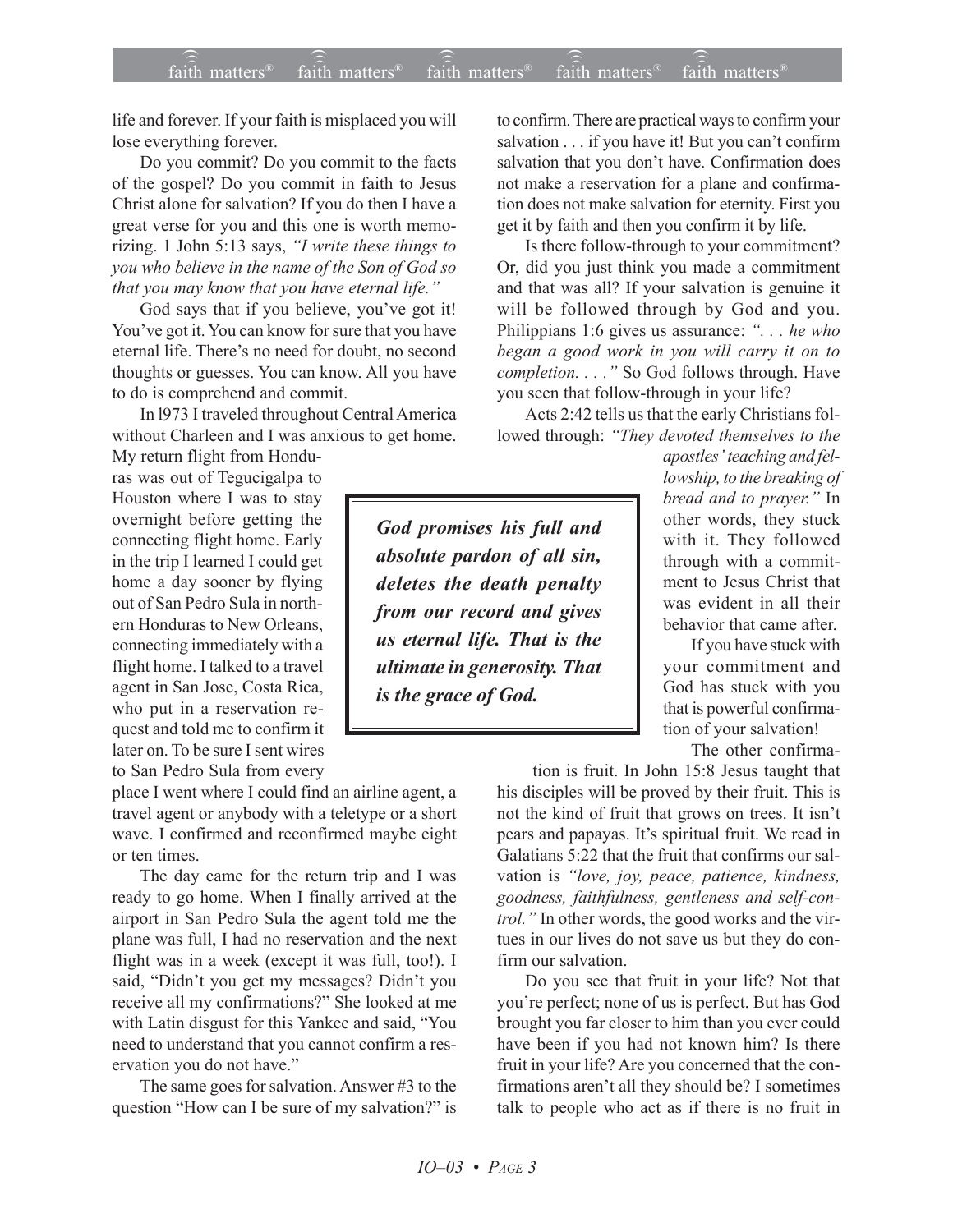life and forever. If your faith is misplaced you will lose everything forever.

Do you commit? Do you commit to the facts of the gospel? Do you commit in faith to Jesus Christ alone for salvation? If you do then I have a great verse for you and this one is worth memorizing. 1 John 5:13 says, *"I write these things to you who believe in the name of the Son of God so that you may know that you have eternal life."*

God says that if you believe, you've got it! You've got it. You can know for sure that you have eternal life. There's no need for doubt, no second thoughts or guesses. You can know. All you have to do is comprehend and commit.

In l973 I traveled throughout Central America without Charleen and I was anxious to get home. My return flight from Honduras was out of Tegucigalpa to Houston where I was to stay overnight before getting the connecting flight home. Early in the trip I learned I could get home a day sooner by flying out of San Pedro Sula in northern Honduras to New Orleans, connecting immediately with a flight home. I talked to a travel agent in San Jose, Costa Rica, who put in a reservation request and told me to confirm it later on. To be sure I sent wires to San Pedro Sula from every place I went where I could find an airline agent, a travel agent or anybody with a teletype or a short wave. I confirmed and reconfirmed maybe eight or ten times.

The day came for the return trip and I was ready to go home. When I finally arrived at the airport in San Pedro Sula the agent told me the plane was full, I had no reservation and the next flight was in a week (except it was full, too!). I said, "Didn't you get my messages? Didn't you receive all my confirmations?" She looked at me with Latin disgust for this Yankee and said, "You need to understand that you cannot confirm a reservation you do not have."

The same goes for salvation. Answer #3 to the question "How can I be sure of my salvation?" is to confirm. There are practical ways to confirm your salvation . . . if you have it! But you can't confirm salvation that you don't have. Confirmation does not make a reservation for a plane and confirmation does not make salvation for eternity. First you get it by faith and then you confirm it by life.

Is there follow-through to your commitment? Or, did you just think you made a commitment and that was all? If your salvation is genuine it will be followed through by God and you. Philippians 1:6 gives us assurance: *". . . he who began a good work in you will carry it on to completion. . . ."* So God follows through. Have you seen that follow-through in your life?

Acts 2:42 tells us that the early Christians followed through: *"They devoted themselves to the apostles' teaching and fellowship, to the breaking of bread and to prayer."* In other words, they stuck with it. They followed through with a commitment to Jesus Christ that was evident in all their behavior that came after.

> ***God promises his full and absolute pardon of all sin, deletes the death penalty from our record and gives us eternal life. That is the ultimate in generosity. That is the grace of God.***

If you have stuck with your commitment and God has stuck with you that is powerful confirmation of your salvation!

The other confirmation is fruit. In John 15:8 Jesus taught that his disciples will be proved by their fruit. This is not the kind of fruit that grows on trees. It isn't pears and papayas. It's spiritual fruit. We read in Galatians 5:22 that the fruit that confirms our salvation is *"love, joy, peace, patience, kindness, goodness, faithfulness, gentleness and self-control."* In other words, the good works and the virtues in our lives do not save us but they do confirm our salvation.

Do you see that fruit in your life? Not that you're perfect; none of us is perfect. But has God brought you far closer to him than you ever could have been if you had not known him? Is there fruit in your life? Are you concerned that the confirmations aren't all they should be? I sometimes talk to people who act as if there is no fruit in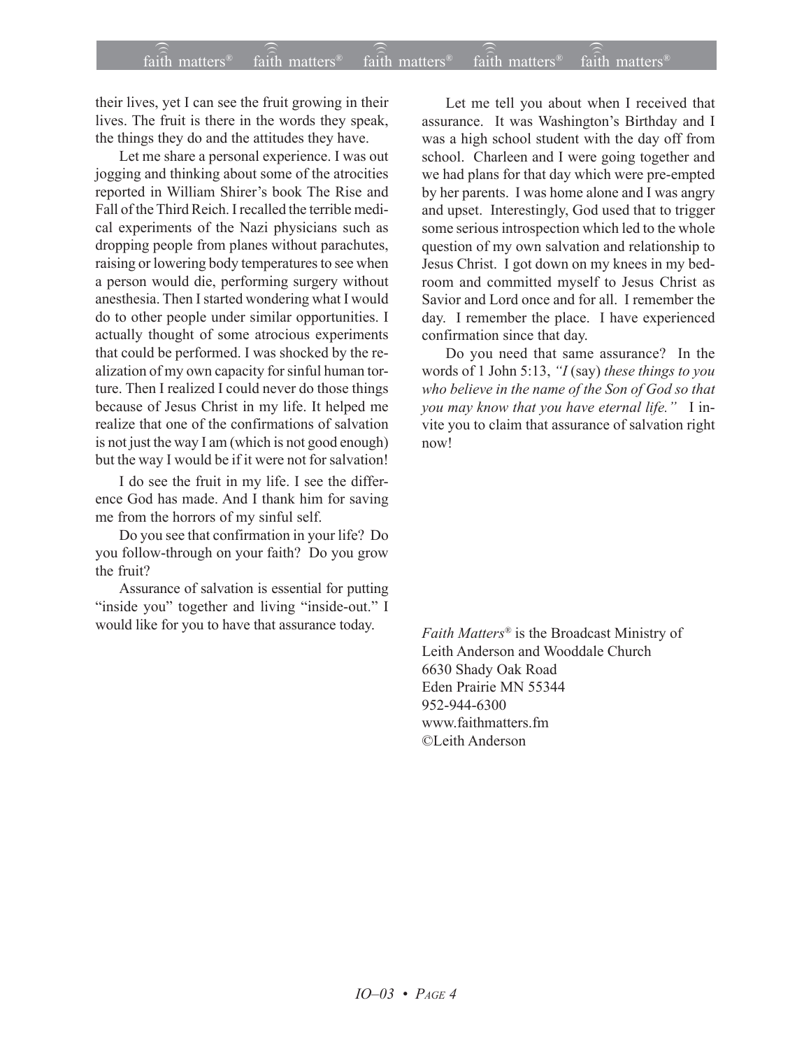their lives, yet I can see the fruit growing in their lives. The fruit is there in the words they speak, the things they do and the attitudes they have.

Let me share a personal experience. I was out jogging and thinking about some of the atrocities reported in William Shirer's book The Rise and Fall of the Third Reich. I recalled the terrible medical experiments of the Nazi physicians such as dropping people from planes without parachutes, raising or lowering body temperatures to see when a person would die, performing surgery without anesthesia. Then I started wondering what I would do to other people under similar opportunities. I actually thought of some atrocious experiments that could be performed. I was shocked by the realization of my own capacity for sinful human torture. Then I realized I could never do those things because of Jesus Christ in my life. It helped me realize that one of the confirmations of salvation is not just the way I am (which is not good enough) but the way I would be if it were not for salvation!

I do see the fruit in my life. I see the difference God has made. And I thank him for saving me from the horrors of my sinful self.

Do you see that confirmation in your life? Do you follow-through on your faith? Do you grow the fruit?

Assurance of salvation is essential for putting "inside you" together and living "inside-out." I would like for you to have that assurance today.

Let me tell you about when I received that assurance. It was Washington's Birthday and I was a high school student with the day off from school. Charleen and I were going together and we had plans for that day which were pre-empted by her parents. I was home alone and I was angry and upset. Interestingly, God used that to trigger some serious introspection which led to the whole question of my own salvation and relationship to Jesus Christ. I got down on my knees in my bedroom and committed myself to Jesus Christ as Savior and Lord once and for all. I remember the day. I remember the place. I have experienced confirmation since that day.

Do you need that same assurance? In the words of 1 John 5:13, *"I* (say) *these things to you who believe in the name of the Son of God so that you may know that you have eternal life."* I invite you to claim that assurance of salvation right now!

*Faith Matters*® is the Broadcast Ministry of
Leith Anderson and Wooddale Church
6630 Shady Oak Road
Eden Prairie MN 55344
952-944-6300
www.faithmatters.fm
©Leith Anderson